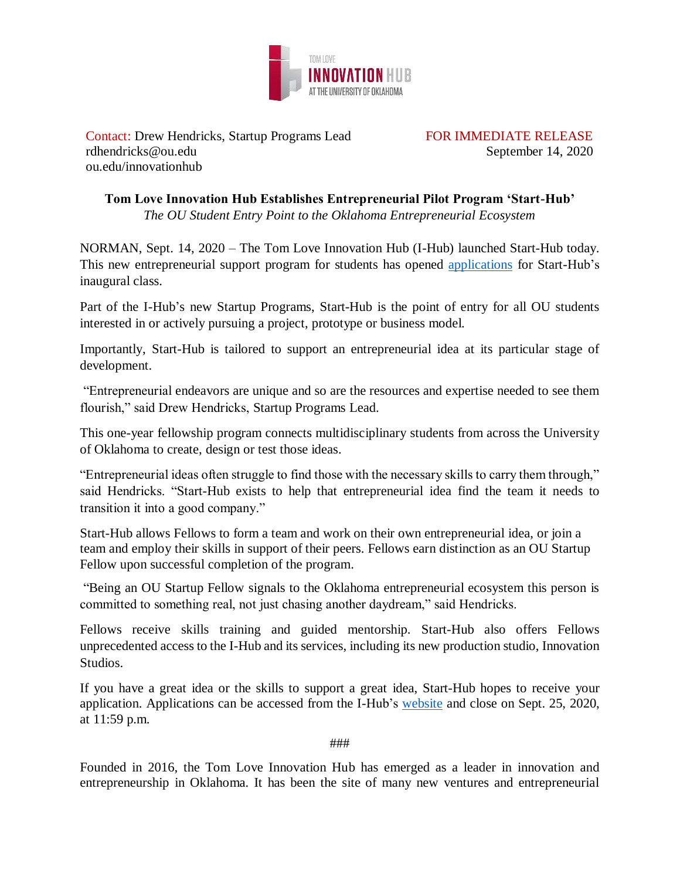TOM LOVE **INNOVATION HUB** AT THE UNIVERSITY OF OKLAHOMA

Contact: Drew Hendricks, Startup Programs Lead
rdhendricks@ou.edu
ou.edu/innovationhub

FOR IMMEDIATE RELEASE
September 14, 2020

**Tom Love Innovation Hub Establishes Entrepreneurial Pilot Program 'Start-Hub'**
*The OU Student Entry Point to the Oklahoma Entrepreneurial Ecosystem*

NORMAN, Sept. 14, 2020 – The Tom Love Innovation Hub (I-Hub) launched Start-Hub today. This new entrepreneurial support program for students has opened applications for Start-Hub's inaugural class.

Part of the I-Hub's new Startup Programs, Start-Hub is the point of entry for all OU students interested in or actively pursuing a project, prototype or business model.

Importantly, Start-Hub is tailored to support an entrepreneurial idea at its particular stage of development.

"Entrepreneurial endeavors are unique and so are the resources and expertise needed to see them flourish," said Drew Hendricks, Startup Programs Lead.

This one-year fellowship program connects multidisciplinary students from across the University of Oklahoma to create, design or test those ideas.

"Entrepreneurial ideas often struggle to find those with the necessary skills to carry them through," said Hendricks. "Start-Hub exists to help that entrepreneurial idea find the team it needs to transition it into a good company."

Start-Hub allows Fellows to form a team and work on their own entrepreneurial idea, or join a team and employ their skills in support of their peers. Fellows earn distinction as an OU Startup Fellow upon successful completion of the program.

"Being an OU Startup Fellow signals to the Oklahoma entrepreneurial ecosystem this person is committed to something real, not just chasing another daydream," said Hendricks.

Fellows receive skills training and guided mentorship. Start-Hub also offers Fellows unprecedented access to the I-Hub and its services, including its new production studio, Innovation Studios.

If you have a great idea or the skills to support a great idea, Start-Hub hopes to receive your application. Applications can be accessed from the I-Hub's website and close on Sept. 25, 2020, at 11:59 p.m.

###

Founded in 2016, the Tom Love Innovation Hub has emerged as a leader in innovation and entrepreneurship in Oklahoma. It has been the site of many new ventures and entrepreneurial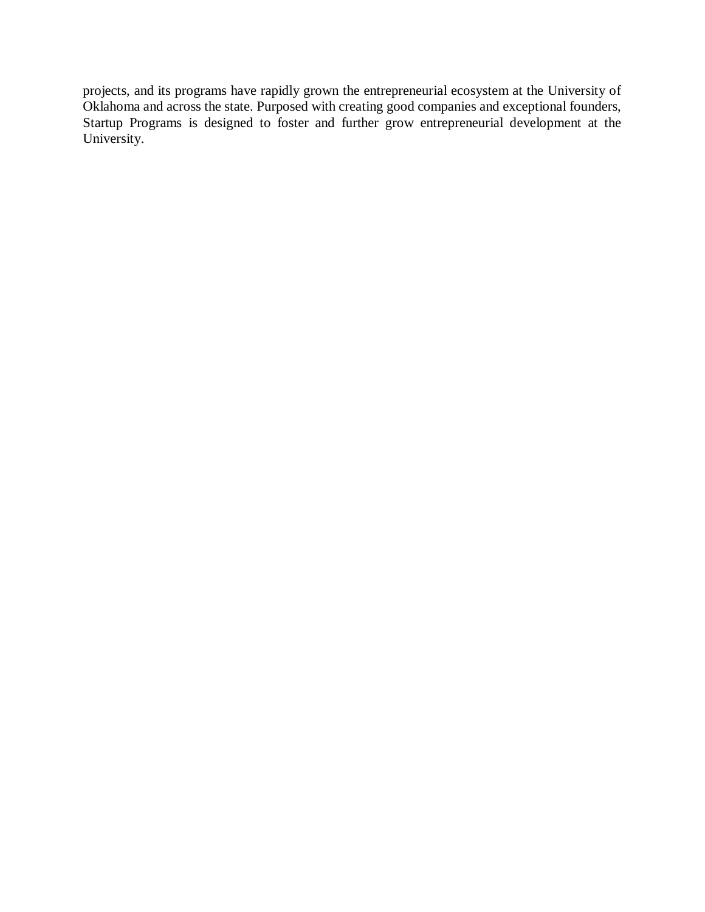projects, and its programs have rapidly grown the entrepreneurial ecosystem at the University of Oklahoma and across the state. Purposed with creating good companies and exceptional founders, Startup Programs is designed to foster and further grow entrepreneurial development at the University.